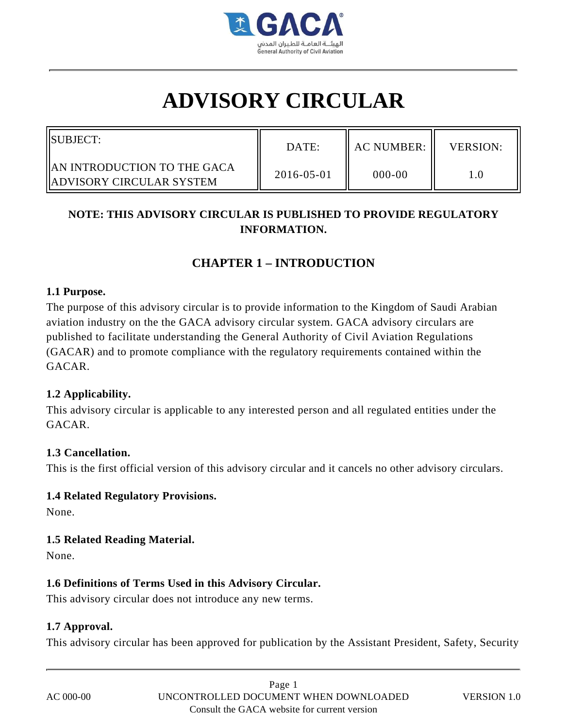# ADVISORY CIRCULAR

| SUBJECT: AN INTRODUCTION TO THE GACA ADVISORY CIRCULAR SYSTEM | DATE: | AC NUMBER: | VERSION: |
|---|---|---|---|
| | 2016-05-01 | 000-00 | 1.0 |

**NOTE: THIS ADVISORY CIRCULAR IS PUBLISHED TO PROVIDE REGULATORY INFORMATION.**

## CHAPTER 1 – INTRODUCTION

### 1.1 Purpose.

The purpose of this advisory circular is to provide information to the Kingdom of Saudi Arabian aviation industry on the the GACA advisory circular system. GACA advisory circulars are published to facilitate understanding the General Authority of Civil Aviation Regulations (GACAR) and to promote compliance with the regulatory requirements contained within the GACAR.

### 1.2 Applicability.

This advisory circular is applicable to any interested person and all regulated entities under the GACAR.

### 1.3 Cancellation.

This is the first official version of this advisory circular and it cancels no other advisory circulars.

### 1.4 Related Regulatory Provisions.

None.

### 1.5 Related Reading Material.

None.

### 1.6 Definitions of Terms Used in this Advisory Circular.

This advisory circular does not introduce any new terms.

### 1.7 Approval.

This advisory circular has been approved for publication by the Assistant President, Safety, Security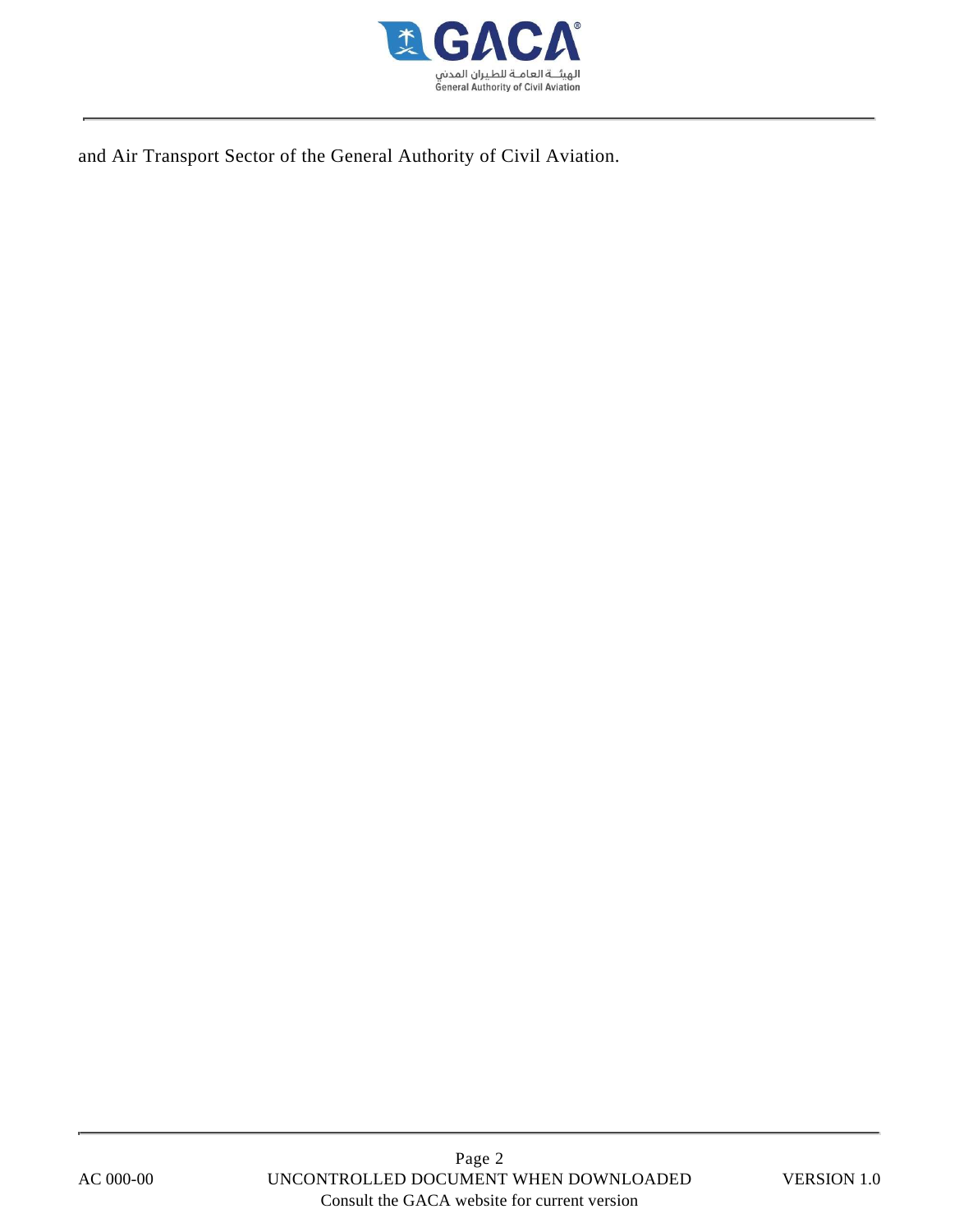and Air Transport Sector of the General Authority of Civil Aviation.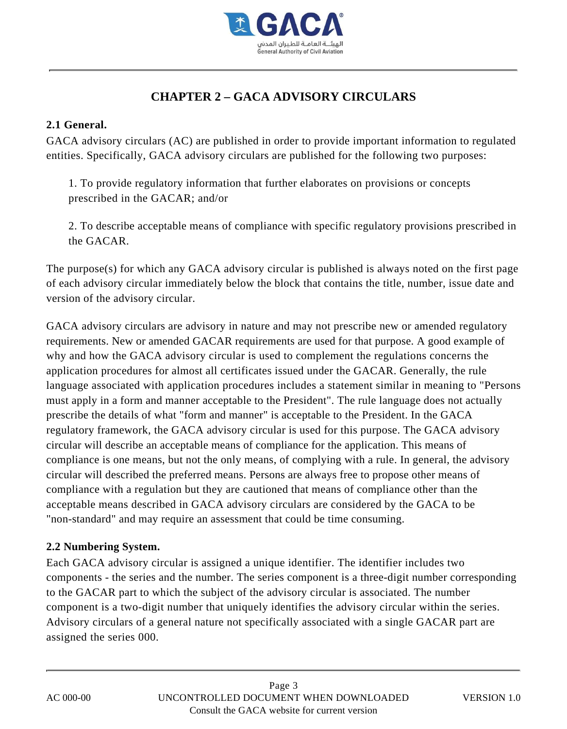# CHAPTER 2 – GACA ADVISORY CIRCULARS

## 2.1 General.

GACA advisory circulars (AC) are published in order to provide important information to regulated entities. Specifically, GACA advisory circulars are published for the following two purposes:

1. To provide regulatory information that further elaborates on provisions or concepts prescribed in the GACAR; and/or

2. To describe acceptable means of compliance with specific regulatory provisions prescribed in the GACAR.

The purpose(s) for which any GACA advisory circular is published is always noted on the first page of each advisory circular immediately below the block that contains the title, number, issue date and version of the advisory circular.

GACA advisory circulars are advisory in nature and may not prescribe new or amended regulatory requirements. New or amended GACAR requirements are used for that purpose. A good example of why and how the GACA advisory circular is used to complement the regulations concerns the application procedures for almost all certificates issued under the GACAR. Generally, the rule language associated with application procedures includes a statement similar in meaning to "Persons must apply in a form and manner acceptable to the President". The rule language does not actually prescribe the details of what "form and manner" is acceptable to the President. In the GACA regulatory framework, the GACA advisory circular is used for this purpose. The GACA advisory circular will describe an acceptable means of compliance for the application. This means of compliance is one means, but not the only means, of complying with a rule. In general, the advisory circular will described the preferred means. Persons are always free to propose other means of compliance with a regulation but they are cautioned that means of compliance other than the acceptable means described in GACA advisory circulars are considered by the GACA to be "non-standard" and may require an assessment that could be time consuming.

## 2.2 Numbering System.

Each GACA advisory circular is assigned a unique identifier. The identifier includes two components - the series and the number. The series component is a three-digit number corresponding to the GACAR part to which the subject of the advisory circular is associated. The number component is a two-digit number that uniquely identifies the advisory circular within the series. Advisory circulars of a general nature not specifically associated with a single GACAR part are assigned the series 000.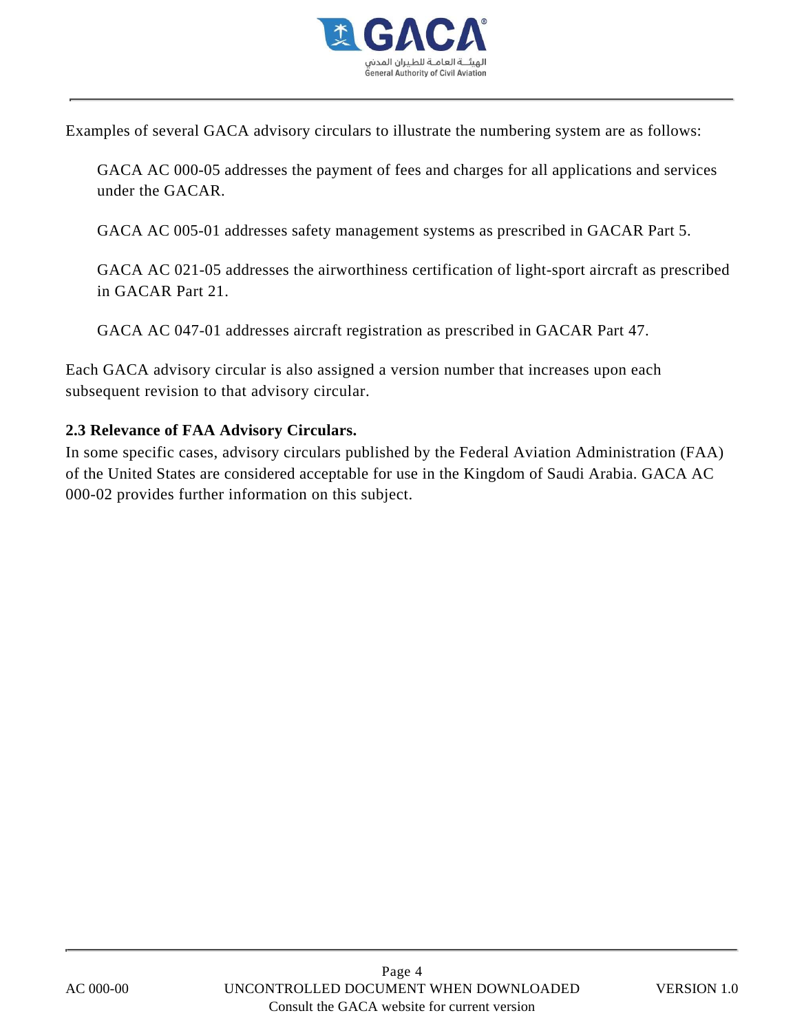Examples of several GACA advisory circulars to illustrate the numbering system are as follows:

> GACA AC 000-05 addresses the payment of fees and charges for all applications and services under the GACAR.
>
> GACA AC 005-01 addresses safety management systems as prescribed in GACAR Part 5.
>
> GACA AC 021-05 addresses the airworthiness certification of light-sport aircraft as prescribed in GACAR Part 21.
>
> GACA AC 047-01 addresses aircraft registration as prescribed in GACAR Part 47.

Each GACA advisory circular is also assigned a version number that increases upon each subsequent revision to that advisory circular.

**2.3 Relevance of FAA Advisory Circulars.**

In some specific cases, advisory circulars published by the Federal Aviation Administration (FAA) of the United States are considered acceptable for use in the Kingdom of Saudi Arabia. GACA AC 000-02 provides further information on this subject.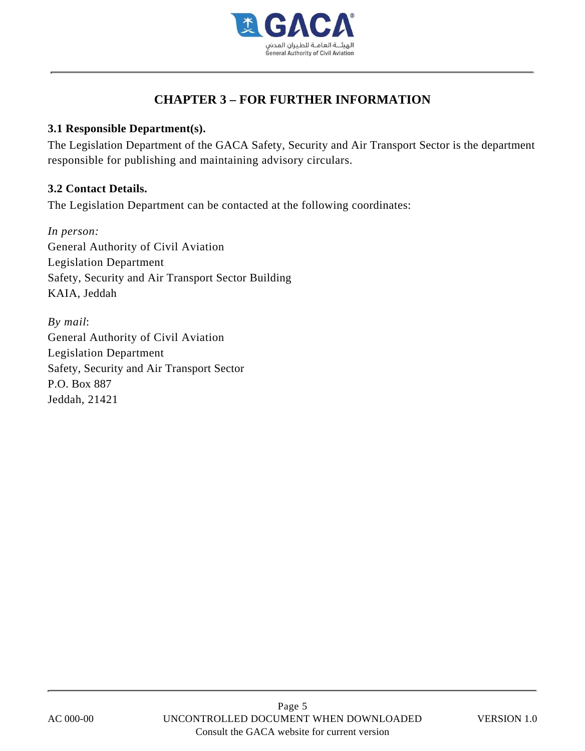# CHAPTER 3 – FOR FURTHER INFORMATION

**3.1 Responsible Department(s).**

The Legislation Department of the GACA Safety, Security and Air Transport Sector is the department responsible for publishing and maintaining advisory circulars.

**3.2 Contact Details.**

The Legislation Department can be contacted at the following coordinates:

*In person:*
General Authority of Civil Aviation
Legislation Department
Safety, Security and Air Transport Sector Building
KAIA, Jeddah

*By mail*:
General Authority of Civil Aviation
Legislation Department
Safety, Security and Air Transport Sector
P.O. Box 887
Jeddah, 21421